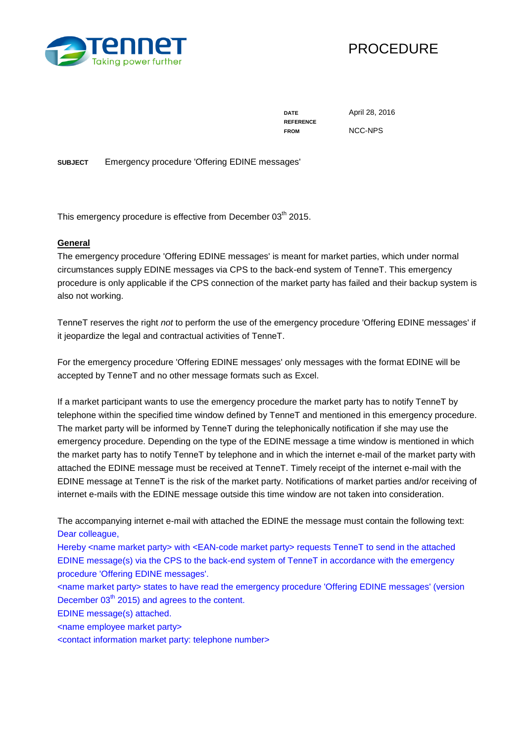# PROCEDURE

| | |
|---|---|
| **DATE** | April 28, 2016 |
| **REFERENCE** | |
| **FROM** | NCC-NPS |

**SUBJECT** Emergency procedure 'Offering EDINE messages'

This emergency procedure is effective from December 03th 2015.

**General**

The emergency procedure 'Offering EDINE messages' is meant for market parties, which under normal circumstances supply EDINE messages via CPS to the back-end system of TenneT. This emergency procedure is only applicable if the CPS connection of the market party has failed and their backup system is also not working.

TenneT reserves the right *not* to perform the use of the emergency procedure 'Offering EDINE messages' if it jeopardize the legal and contractual activities of TenneT.

For the emergency procedure 'Offering EDINE messages' only messages with the format EDINE will be accepted by TenneT and no other message formats such as Excel.

If a market participant wants to use the emergency procedure the market party has to notify TenneT by telephone within the specified time window defined by TenneT and mentioned in this emergency procedure. The market party will be informed by TenneT during the telephonically notification if she may use the emergency procedure. Depending on the type of the EDINE message a time window is mentioned in which the market party has to notify TenneT by telephone and in which the internet e-mail of the market party with attached the EDINE message must be received at TenneT. Timely receipt of the internet e-mail with the EDINE message at TenneT is the risk of the market party. Notifications of market parties and/or receiving of internet e-mails with the EDINE message outside this time window are not taken into consideration.

The accompanying internet e-mail with attached the EDINE the message must contain the following text:
Dear colleague,
Hereby <name market party> with <EAN-code market party> requests TenneT to send in the attached EDINE message(s) via the CPS to the back-end system of TenneT in accordance with the emergency procedure 'Offering EDINE messages'.
<name market party> states to have read the emergency procedure 'Offering EDINE messages' (version December 03th 2015) and agrees to the content.
EDINE message(s) attached.
<name employee market party>
<contact information market party: telephone number>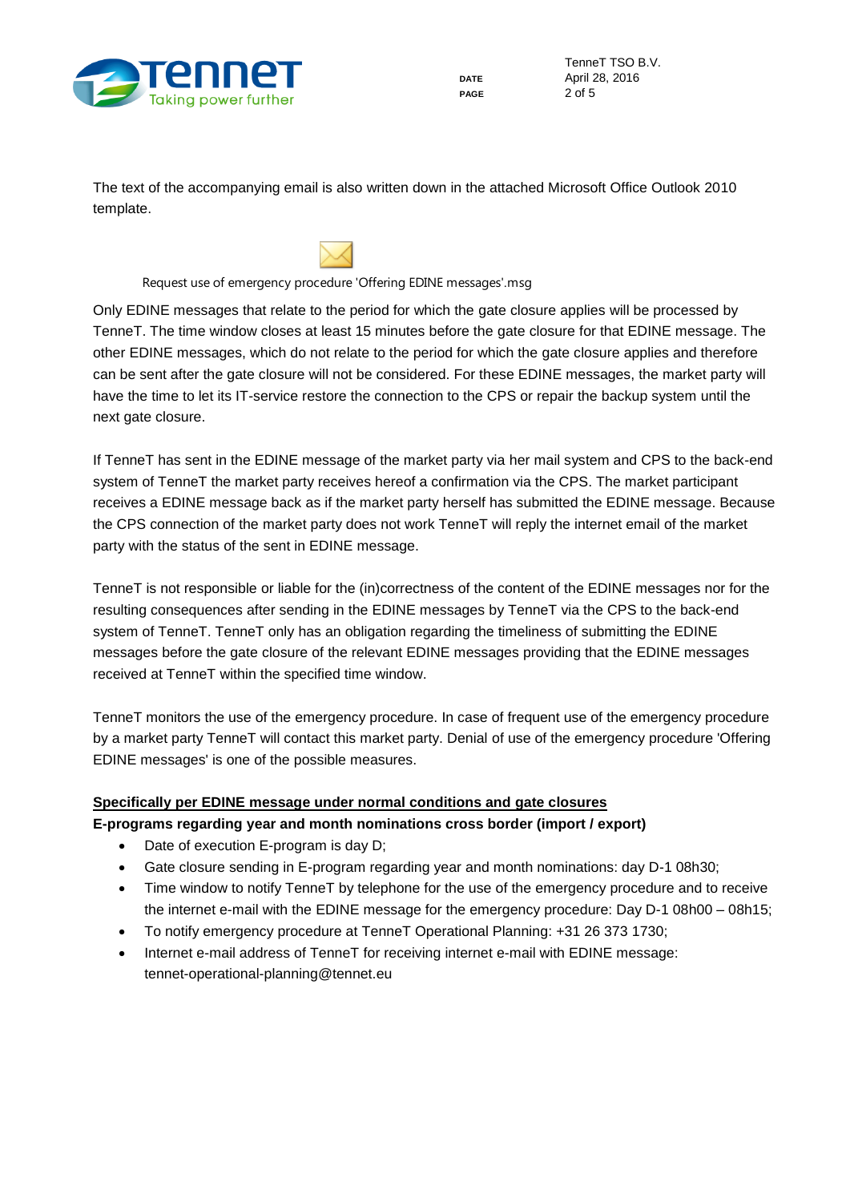The text of the accompanying email is also written down in the attached Microsoft Office Outlook 2010 template.

Request use of emergency procedure 'Offering EDINE messages'.msg

Only EDINE messages that relate to the period for which the gate closure applies will be processed by TenneT. The time window closes at least 15 minutes before the gate closure for that EDINE message. The other EDINE messages, which do not relate to the period for which the gate closure applies and therefore can be sent after the gate closure will not be considered. For these EDINE messages, the market party will have the time to let its IT-service restore the connection to the CPS or repair the backup system until the next gate closure.

If TenneT has sent in the EDINE message of the market party via her mail system and CPS to the back-end system of TenneT the market party receives hereof a confirmation via the CPS. The market participant receives a EDINE message back as if the market party herself has submitted the EDINE message. Because the CPS connection of the market party does not work TenneT will reply the internet email of the market party with the status of the sent in EDINE message.

TenneT is not responsible or liable for the (in)correctness of the content of the EDINE messages nor for the resulting consequences after sending in the EDINE messages by TenneT via the CPS to the back-end system of TenneT. TenneT only has an obligation regarding the timeliness of submitting the EDINE messages before the gate closure of the relevant EDINE messages providing that the EDINE messages received at TenneT within the specified time window.

TenneT monitors the use of the emergency procedure. In case of frequent use of the emergency procedure by a market party TenneT will contact this market party. Denial of use of the emergency procedure 'Offering EDINE messages' is one of the possible measures.

## Specifically per EDINE message under normal conditions and gate closures

**E-programs regarding year and month nominations cross border (import / export)**

- Date of execution E-program is day D;
- Gate closure sending in E-program regarding year and month nominations: day D-1 08h30;
- Time window to notify TenneT by telephone for the use of the emergency procedure and to receive the internet e-mail with the EDINE message for the emergency procedure: Day D-1 08h00 – 08h15;
- To notify emergency procedure at TenneT Operational Planning: +31 26 373 1730;
- Internet e-mail address of TenneT for receiving internet e-mail with EDINE message: tennet-operational-planning@tennet.eu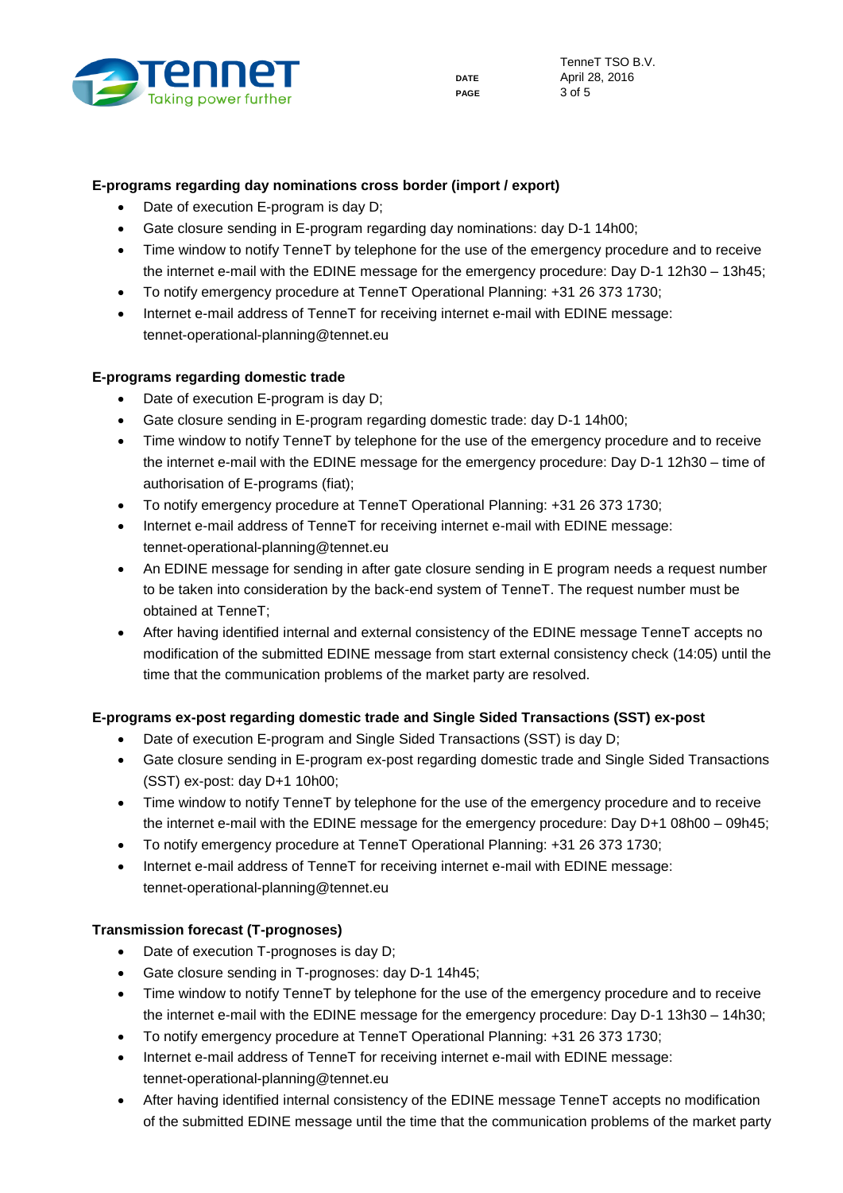**E-programs regarding day nominations cross border (import / export)**

- Date of execution E-program is day D;
- Gate closure sending in E-program regarding day nominations: day D-1 14h00;
- Time window to notify TenneT by telephone for the use of the emergency procedure and to receive the internet e-mail with the EDINE message for the emergency procedure: Day D-1 12h30 – 13h45;
- To notify emergency procedure at TenneT Operational Planning: +31 26 373 1730;
- Internet e-mail address of TenneT for receiving internet e-mail with EDINE message: tennet-operational-planning@tennet.eu

**E-programs regarding domestic trade**

- Date of execution E-program is day D;
- Gate closure sending in E-program regarding domestic trade: day D-1 14h00;
- Time window to notify TenneT by telephone for the use of the emergency procedure and to receive the internet e-mail with the EDINE message for the emergency procedure: Day D-1 12h30 – time of authorisation of E-programs (fiat);
- To notify emergency procedure at TenneT Operational Planning: +31 26 373 1730;
- Internet e-mail address of TenneT for receiving internet e-mail with EDINE message: tennet-operational-planning@tennet.eu
- An EDINE message for sending in after gate closure sending in E program needs a request number to be taken into consideration by the back-end system of TenneT. The request number must be obtained at TenneT;
- After having identified internal and external consistency of the EDINE message TenneT accepts no modification of the submitted EDINE message from start external consistency check (14:05) until the time that the communication problems of the market party are resolved.

**E-programs ex-post regarding domestic trade and Single Sided Transactions (SST) ex-post**

- Date of execution E-program and Single Sided Transactions (SST) is day D;
- Gate closure sending in E-program ex-post regarding domestic trade and Single Sided Transactions (SST) ex-post: day D+1 10h00;
- Time window to notify TenneT by telephone for the use of the emergency procedure and to receive the internet e-mail with the EDINE message for the emergency procedure: Day D+1 08h00 – 09h45;
- To notify emergency procedure at TenneT Operational Planning: +31 26 373 1730;
- Internet e-mail address of TenneT for receiving internet e-mail with EDINE message: tennet-operational-planning@tennet.eu

**Transmission forecast (T-prognoses)**

- Date of execution T-prognoses is day D;
- Gate closure sending in T-prognoses: day D-1 14h45;
- Time window to notify TenneT by telephone for the use of the emergency procedure and to receive the internet e-mail with the EDINE message for the emergency procedure: Day D-1 13h30 – 14h30;
- To notify emergency procedure at TenneT Operational Planning: +31 26 373 1730;
- Internet e-mail address of TenneT for receiving internet e-mail with EDINE message: tennet-operational-planning@tennet.eu
- After having identified internal consistency of the EDINE message TenneT accepts no modification of the submitted EDINE message until the time that the communication problems of the market party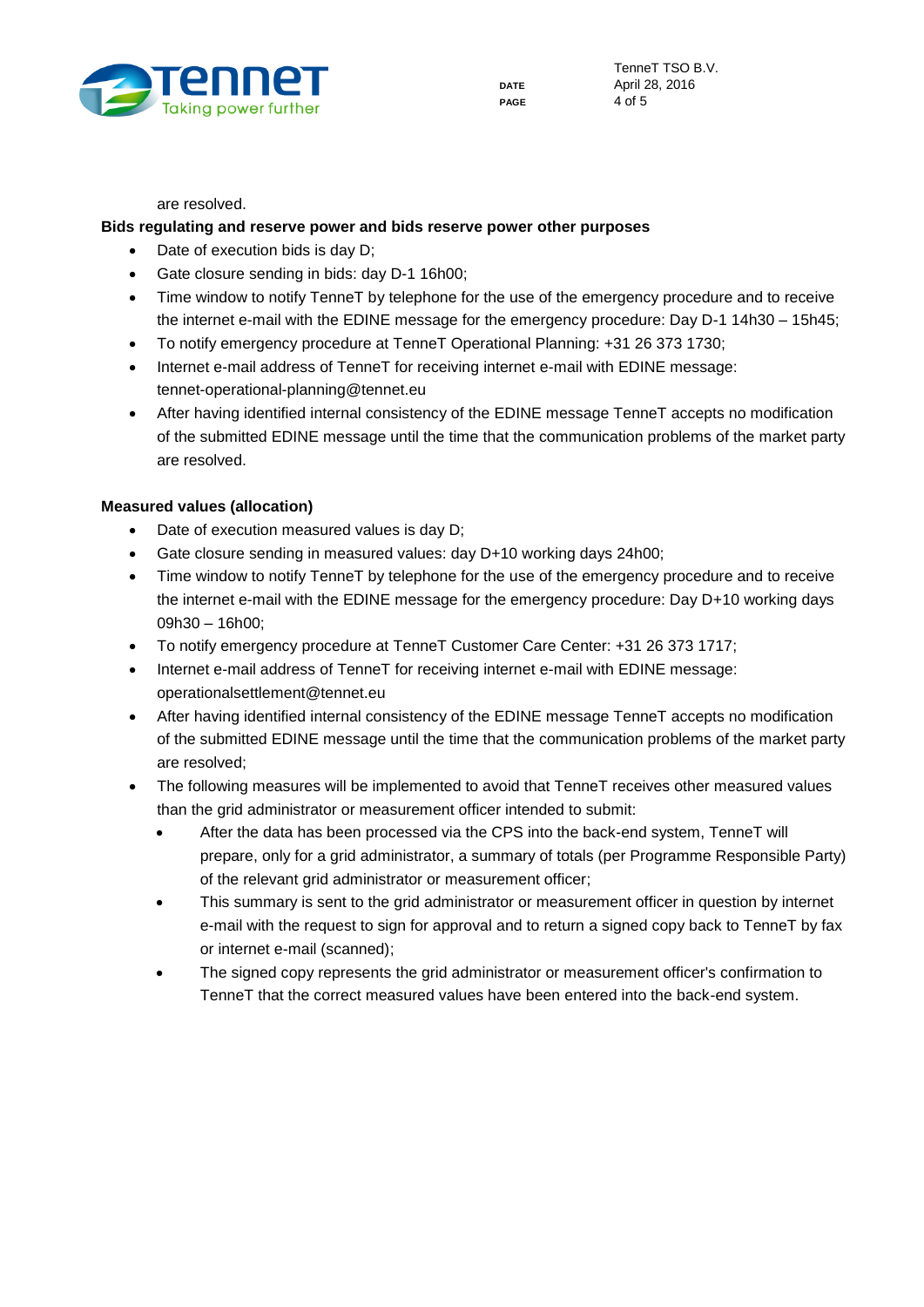are resolved.

**Bids regulating and reserve power and bids reserve power other purposes**

- Date of execution bids is day D;
- Gate closure sending in bids: day D-1 16h00;
- Time window to notify TenneT by telephone for the use of the emergency procedure and to receive the internet e-mail with the EDINE message for the emergency procedure: Day D-1 14h30 – 15h45;
- To notify emergency procedure at TenneT Operational Planning: +31 26 373 1730;
- Internet e-mail address of TenneT for receiving internet e-mail with EDINE message: tennet-operational-planning@tennet.eu
- After having identified internal consistency of the EDINE message TenneT accepts no modification of the submitted EDINE message until the time that the communication problems of the market party are resolved.

**Measured values (allocation)**

- Date of execution measured values is day D;
- Gate closure sending in measured values: day D+10 working days 24h00;
- Time window to notify TenneT by telephone for the use of the emergency procedure and to receive the internet e-mail with the EDINE message for the emergency procedure: Day D+10 working days 09h30 – 16h00;
- To notify emergency procedure at TenneT Customer Care Center: +31 26 373 1717;
- Internet e-mail address of TenneT for receiving internet e-mail with EDINE message: operationalsettlement@tennet.eu
- After having identified internal consistency of the EDINE message TenneT accepts no modification of the submitted EDINE message until the time that the communication problems of the market party are resolved;
- The following measures will be implemented to avoid that TenneT receives other measured values than the grid administrator or measurement officer intended to submit:
    - After the data has been processed via the CPS into the back-end system, TenneT will prepare, only for a grid administrator, a summary of totals (per Programme Responsible Party) of the relevant grid administrator or measurement officer;
    - This summary is sent to the grid administrator or measurement officer in question by internet e-mail with the request to sign for approval and to return a signed copy back to TenneT by fax or internet e-mail (scanned);
    - The signed copy represents the grid administrator or measurement officer's confirmation to TenneT that the correct measured values have been entered into the back-end system.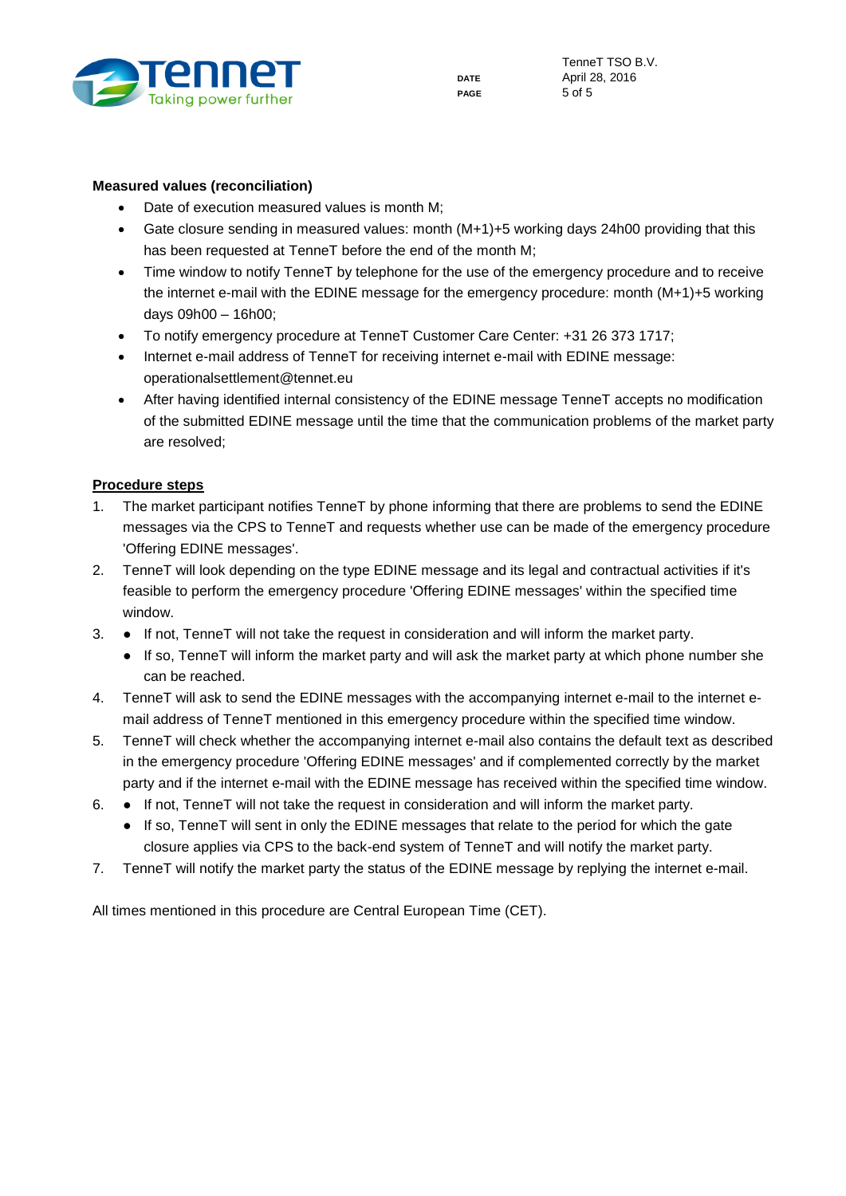**Measured values (reconciliation)**

- Date of execution measured values is month M;
- Gate closure sending in measured values: month (M+1)+5 working days 24h00 providing that this has been requested at TenneT before the end of the month M;
- Time window to notify TenneT by telephone for the use of the emergency procedure and to receive the internet e-mail with the EDINE message for the emergency procedure: month (M+1)+5 working days 09h00 – 16h00;
- To notify emergency procedure at TenneT Customer Care Center: +31 26 373 1717;
- Internet e-mail address of TenneT for receiving internet e-mail with EDINE message: operationalsettlement@tennet.eu
- After having identified internal consistency of the EDINE message TenneT accepts no modification of the submitted EDINE message until the time that the communication problems of the market party are resolved;

__Procedure steps__

1. The market participant notifies TenneT by phone informing that there are problems to send the EDINE messages via the CPS to TenneT and requests whether use can be made of the emergency procedure 'Offering EDINE messages'.
2. TenneT will look depending on the type EDINE message and its legal and contractual activities if it's feasible to perform the emergency procedure 'Offering EDINE messages' within the specified time window.
3. 
   - If not, TenneT will not take the request in consideration and will inform the market party.
   - If so, TenneT will inform the market party and will ask the market party at which phone number she can be reached.
4. TenneT will ask to send the EDINE messages with the accompanying internet e-mail to the internet e-mail address of TenneT mentioned in this emergency procedure within the specified time window.
5. TenneT will check whether the accompanying internet e-mail also contains the default text as described in the emergency procedure 'Offering EDINE messages' and if complemented correctly by the market party and if the internet e-mail with the EDINE message has received within the specified time window.
6. 
   - If not, TenneT will not take the request in consideration and will inform the market party.
   - If so, TenneT will sent in only the EDINE messages that relate to the period for which the gate closure applies via CPS to the back-end system of TenneT and will notify the market party.
7. TenneT will notify the market party the status of the EDINE message by replying the internet e-mail.

All times mentioned in this procedure are Central European Time (CET).